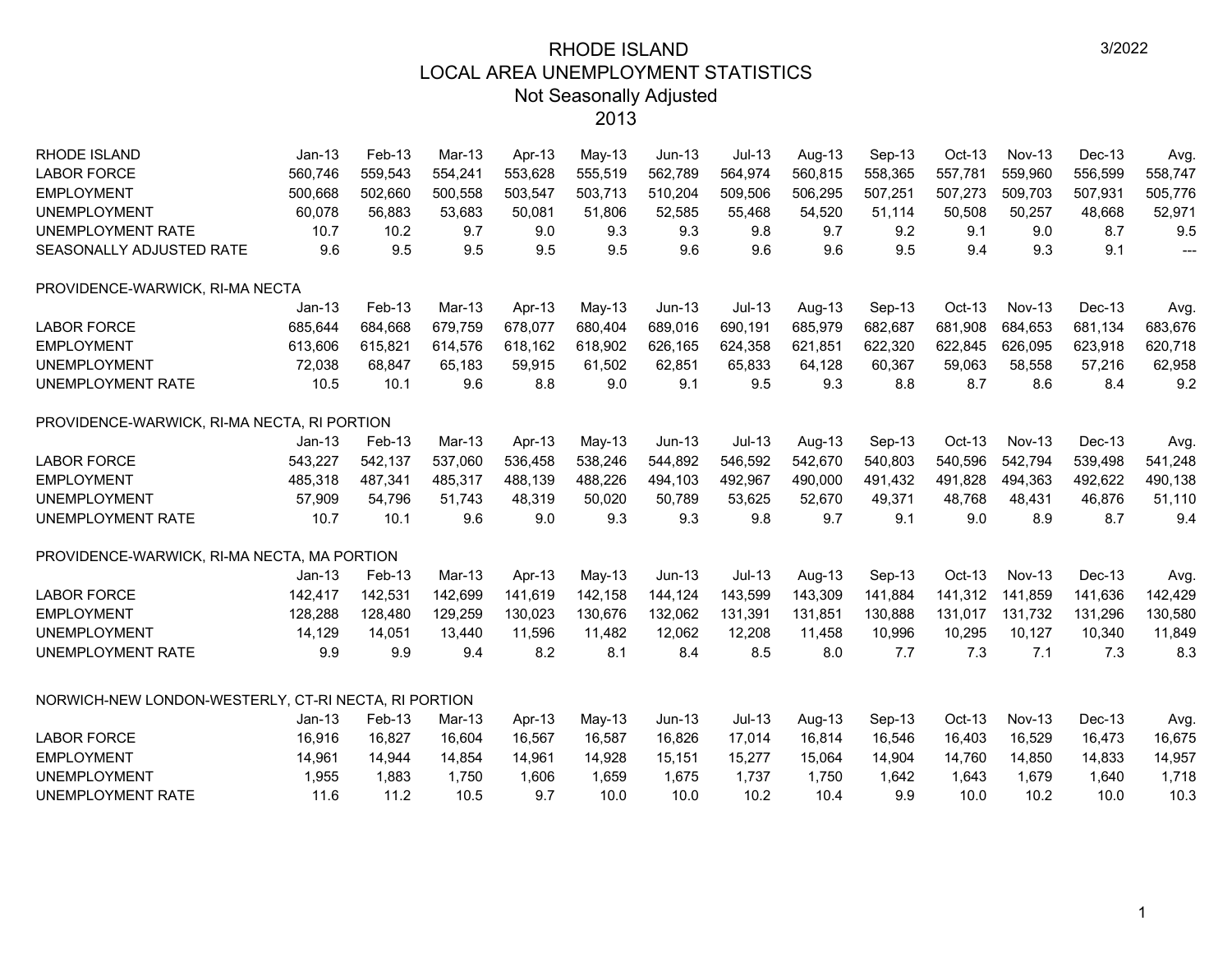# RHODE ISLAND
## LOCAL AREA UNEMPLOYMENT STATISTICS
### Not Seasonally Adjusted
### 2013

3/2022

| RHODE ISLAND | Jan-13 | Feb-13 | Mar-13 | Apr-13 | May-13 | Jun-13 | Jul-13 | Aug-13 | Sep-13 | Oct-13 | Nov-13 | Dec-13 | Avg. |
|---|---|---|---|---|---|---|---|---|---|---|---|---|---|
| LABOR FORCE | 560,746 | 559,543 | 554,241 | 553,628 | 555,519 | 562,789 | 564,974 | 560,815 | 558,365 | 557,781 | 559,960 | 556,599 | 558,747 |
| EMPLOYMENT | 500,668 | 502,660 | 500,558 | 503,547 | 503,713 | 510,204 | 509,506 | 506,295 | 507,251 | 507,273 | 509,703 | 507,931 | 505,776 |
| UNEMPLOYMENT | 60,078 | 56,883 | 53,683 | 50,081 | 51,806 | 52,585 | 55,468 | 54,520 | 51,114 | 50,508 | 50,257 | 48,668 | 52,971 |
| UNEMPLOYMENT RATE | 10.7 | 10.2 | 9.7 | 9.0 | 9.3 | 9.3 | 9.8 | 9.7 | 9.2 | 9.1 | 9.0 | 8.7 | 9.5 |
| SEASONALLY ADJUSTED RATE | 9.6 | 9.5 | 9.5 | 9.5 | 9.5 | 9.6 | 9.6 | 9.6 | 9.5 | 9.4 | 9.3 | 9.1 | --- |

PROVIDENCE-WARWICK, RI-MA NECTA

| | Jan-13 | Feb-13 | Mar-13 | Apr-13 | May-13 | Jun-13 | Jul-13 | Aug-13 | Sep-13 | Oct-13 | Nov-13 | Dec-13 | Avg. |
|---|---|---|---|---|---|---|---|---|---|---|---|---|---|
| LABOR FORCE | 685,644 | 684,668 | 679,759 | 678,077 | 680,404 | 689,016 | 690,191 | 685,979 | 682,687 | 681,908 | 684,653 | 681,134 | 683,676 |
| EMPLOYMENT | 613,606 | 615,821 | 614,576 | 618,162 | 618,902 | 626,165 | 624,358 | 621,851 | 622,320 | 622,845 | 626,095 | 623,918 | 620,718 |
| UNEMPLOYMENT | 72,038 | 68,847 | 65,183 | 59,915 | 61,502 | 62,851 | 65,833 | 64,128 | 60,367 | 59,063 | 58,558 | 57,216 | 62,958 |
| UNEMPLOYMENT RATE | 10.5 | 10.1 | 9.6 | 8.8 | 9.0 | 9.1 | 9.5 | 9.3 | 8.8 | 8.7 | 8.6 | 8.4 | 9.2 |

PROVIDENCE-WARWICK, RI-MA NECTA, RI PORTION

| | Jan-13 | Feb-13 | Mar-13 | Apr-13 | May-13 | Jun-13 | Jul-13 | Aug-13 | Sep-13 | Oct-13 | Nov-13 | Dec-13 | Avg. |
|---|---|---|---|---|---|---|---|---|---|---|---|---|---|
| LABOR FORCE | 543,227 | 542,137 | 537,060 | 536,458 | 538,246 | 544,892 | 546,592 | 542,670 | 540,803 | 540,596 | 542,794 | 539,498 | 541,248 |
| EMPLOYMENT | 485,318 | 487,341 | 485,317 | 488,139 | 488,226 | 494,103 | 492,967 | 490,000 | 491,432 | 491,828 | 494,363 | 492,622 | 490,138 |
| UNEMPLOYMENT | 57,909 | 54,796 | 51,743 | 48,319 | 50,020 | 50,789 | 53,625 | 52,670 | 49,371 | 48,768 | 48,431 | 46,876 | 51,110 |
| UNEMPLOYMENT RATE | 10.7 | 10.1 | 9.6 | 9.0 | 9.3 | 9.3 | 9.8 | 9.7 | 9.1 | 9.0 | 8.9 | 8.7 | 9.4 |

PROVIDENCE-WARWICK, RI-MA NECTA, MA PORTION

| | Jan-13 | Feb-13 | Mar-13 | Apr-13 | May-13 | Jun-13 | Jul-13 | Aug-13 | Sep-13 | Oct-13 | Nov-13 | Dec-13 | Avg. |
|---|---|---|---|---|---|---|---|---|---|---|---|---|---|
| LABOR FORCE | 142,417 | 142,531 | 142,699 | 141,619 | 142,158 | 144,124 | 143,599 | 143,309 | 141,884 | 141,312 | 141,859 | 141,636 | 142,429 |
| EMPLOYMENT | 128,288 | 128,480 | 129,259 | 130,023 | 130,676 | 132,062 | 131,391 | 131,851 | 130,888 | 131,017 | 131,732 | 131,296 | 130,580 |
| UNEMPLOYMENT | 14,129 | 14,051 | 13,440 | 11,596 | 11,482 | 12,062 | 12,208 | 11,458 | 10,996 | 10,295 | 10,127 | 10,340 | 11,849 |
| UNEMPLOYMENT RATE | 9.9 | 9.9 | 9.4 | 8.2 | 8.1 | 8.4 | 8.5 | 8.0 | 7.7 | 7.3 | 7.1 | 7.3 | 8.3 |

NORWICH-NEW LONDON-WESTERLY, CT-RI NECTA, RI PORTION

| | Jan-13 | Feb-13 | Mar-13 | Apr-13 | May-13 | Jun-13 | Jul-13 | Aug-13 | Sep-13 | Oct-13 | Nov-13 | Dec-13 | Avg. |
|---|---|---|---|---|---|---|---|---|---|---|---|---|---|
| LABOR FORCE | 16,916 | 16,827 | 16,604 | 16,567 | 16,587 | 16,826 | 17,014 | 16,814 | 16,546 | 16,403 | 16,529 | 16,473 | 16,675 |
| EMPLOYMENT | 14,961 | 14,944 | 14,854 | 14,961 | 14,928 | 15,151 | 15,277 | 15,064 | 14,904 | 14,760 | 14,850 | 14,833 | 14,957 |
| UNEMPLOYMENT | 1,955 | 1,883 | 1,750 | 1,606 | 1,659 | 1,675 | 1,737 | 1,750 | 1,642 | 1,643 | 1,679 | 1,640 | 1,718 |
| UNEMPLOYMENT RATE | 11.6 | 11.2 | 10.5 | 9.7 | 10.0 | 10.0 | 10.2 | 10.4 | 9.9 | 10.0 | 10.2 | 10.0 | 10.3 |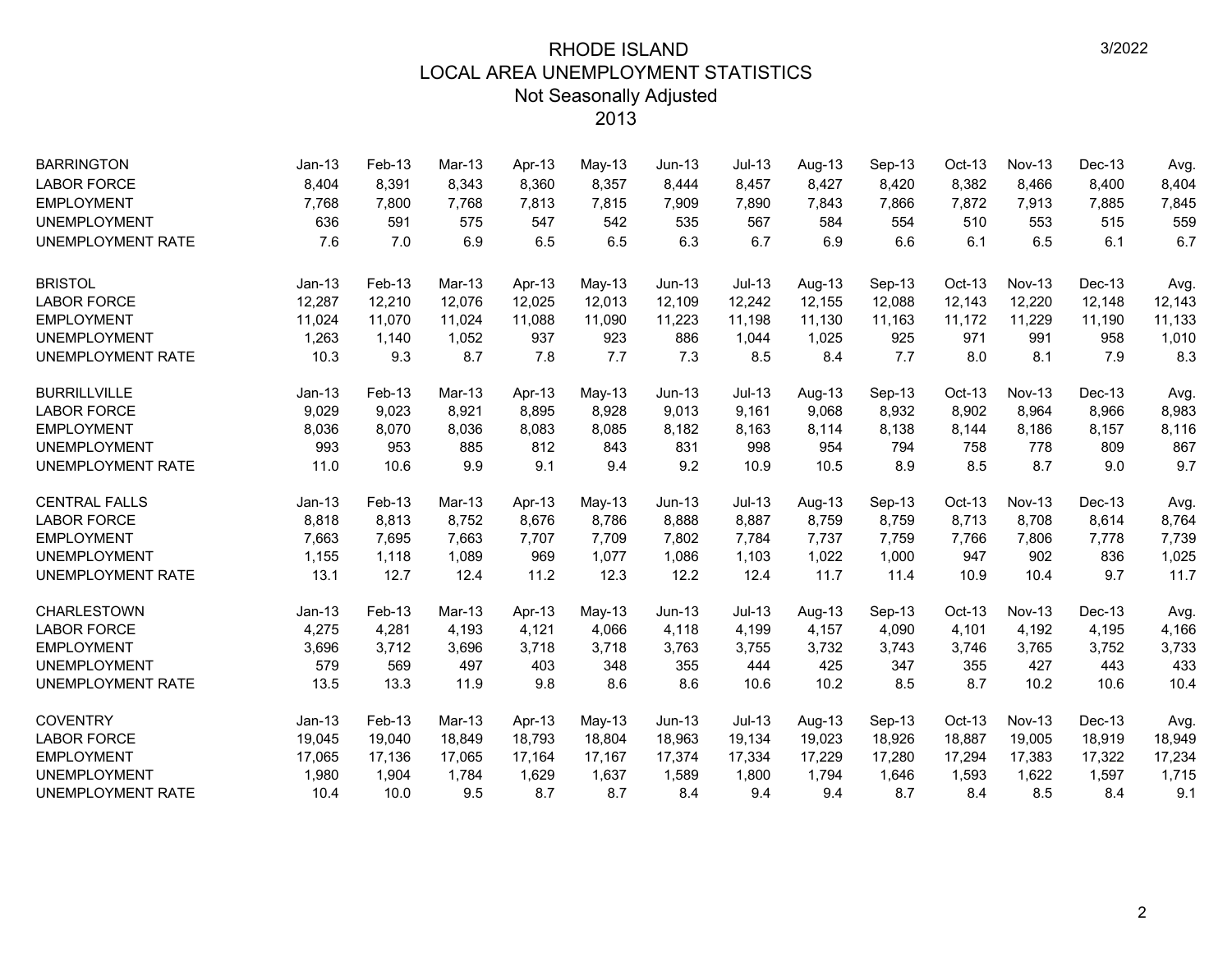# RHODE ISLAND
## LOCAL AREA UNEMPLOYMENT STATISTICS
### Not Seasonally Adjusted
### 2013

| BARRINGTON | Jan-13 | Feb-13 | Mar-13 | Apr-13 | May-13 | Jun-13 | Jul-13 | Aug-13 | Sep-13 | Oct-13 | Nov-13 | Dec-13 | Avg. |
|---|---|---|---|---|---|---|---|---|---|---|---|---|---|
| LABOR FORCE | 8,404 | 8,391 | 8,343 | 8,360 | 8,357 | 8,444 | 8,457 | 8,427 | 8,420 | 8,382 | 8,466 | 8,400 | 8,404 |
| EMPLOYMENT | 7,768 | 7,800 | 7,768 | 7,813 | 7,815 | 7,909 | 7,890 | 7,843 | 7,866 | 7,872 | 7,913 | 7,885 | 7,845 |
| UNEMPLOYMENT | 636 | 591 | 575 | 547 | 542 | 535 | 567 | 584 | 554 | 510 | 553 | 515 | 559 |
| UNEMPLOYMENT RATE | 7.6 | 7.0 | 6.9 | 6.5 | 6.5 | 6.3 | 6.7 | 6.9 | 6.6 | 6.1 | 6.5 | 6.1 | 6.7 |

| BRISTOL | Jan-13 | Feb-13 | Mar-13 | Apr-13 | May-13 | Jun-13 | Jul-13 | Aug-13 | Sep-13 | Oct-13 | Nov-13 | Dec-13 | Avg. |
|---|---|---|---|---|---|---|---|---|---|---|---|---|---|
| LABOR FORCE | 12,287 | 12,210 | 12,076 | 12,025 | 12,013 | 12,109 | 12,242 | 12,155 | 12,088 | 12,143 | 12,220 | 12,148 | 12,143 |
| EMPLOYMENT | 11,024 | 11,070 | 11,024 | 11,088 | 11,090 | 11,223 | 11,198 | 11,130 | 11,163 | 11,172 | 11,229 | 11,190 | 11,133 |
| UNEMPLOYMENT | 1,263 | 1,140 | 1,052 | 937 | 923 | 886 | 1,044 | 1,025 | 925 | 971 | 991 | 958 | 1,010 |
| UNEMPLOYMENT RATE | 10.3 | 9.3 | 8.7 | 7.8 | 7.7 | 7.3 | 8.5 | 8.4 | 7.7 | 8.0 | 8.1 | 7.9 | 8.3 |

| BURRILLVILLE | Jan-13 | Feb-13 | Mar-13 | Apr-13 | May-13 | Jun-13 | Jul-13 | Aug-13 | Sep-13 | Oct-13 | Nov-13 | Dec-13 | Avg. |
|---|---|---|---|---|---|---|---|---|---|---|---|---|---|
| LABOR FORCE | 9,029 | 9,023 | 8,921 | 8,895 | 8,928 | 9,013 | 9,161 | 9,068 | 8,932 | 8,902 | 8,964 | 8,966 | 8,983 |
| EMPLOYMENT | 8,036 | 8,070 | 8,036 | 8,083 | 8,085 | 8,182 | 8,163 | 8,114 | 8,138 | 8,144 | 8,186 | 8,157 | 8,116 |
| UNEMPLOYMENT | 993 | 953 | 885 | 812 | 843 | 831 | 998 | 954 | 794 | 758 | 778 | 809 | 867 |
| UNEMPLOYMENT RATE | 11.0 | 10.6 | 9.9 | 9.1 | 9.4 | 9.2 | 10.9 | 10.5 | 8.9 | 8.5 | 8.7 | 9.0 | 9.7 |

| CENTRAL FALLS | Jan-13 | Feb-13 | Mar-13 | Apr-13 | May-13 | Jun-13 | Jul-13 | Aug-13 | Sep-13 | Oct-13 | Nov-13 | Dec-13 | Avg. |
|---|---|---|---|---|---|---|---|---|---|---|---|---|---|
| LABOR FORCE | 8,818 | 8,813 | 8,752 | 8,676 | 8,786 | 8,888 | 8,887 | 8,759 | 8,759 | 8,713 | 8,708 | 8,614 | 8,764 |
| EMPLOYMENT | 7,663 | 7,695 | 7,663 | 7,707 | 7,709 | 7,802 | 7,784 | 7,737 | 7,759 | 7,766 | 7,806 | 7,778 | 7,739 |
| UNEMPLOYMENT | 1,155 | 1,118 | 1,089 | 969 | 1,077 | 1,086 | 1,103 | 1,022 | 1,000 | 947 | 902 | 836 | 1,025 |
| UNEMPLOYMENT RATE | 13.1 | 12.7 | 12.4 | 11.2 | 12.3 | 12.2 | 12.4 | 11.7 | 11.4 | 10.9 | 10.4 | 9.7 | 11.7 |

| CHARLESTOWN | Jan-13 | Feb-13 | Mar-13 | Apr-13 | May-13 | Jun-13 | Jul-13 | Aug-13 | Sep-13 | Oct-13 | Nov-13 | Dec-13 | Avg. |
|---|---|---|---|---|---|---|---|---|---|---|---|---|---|
| LABOR FORCE | 4,275 | 4,281 | 4,193 | 4,121 | 4,066 | 4,118 | 4,199 | 4,157 | 4,090 | 4,101 | 4,192 | 4,195 | 4,166 |
| EMPLOYMENT | 3,696 | 3,712 | 3,696 | 3,718 | 3,718 | 3,763 | 3,755 | 3,732 | 3,743 | 3,746 | 3,765 | 3,752 | 3,733 |
| UNEMPLOYMENT | 579 | 569 | 497 | 403 | 348 | 355 | 444 | 425 | 347 | 355 | 427 | 443 | 433 |
| UNEMPLOYMENT RATE | 13.5 | 13.3 | 11.9 | 9.8 | 8.6 | 8.6 | 10.6 | 10.2 | 8.5 | 8.7 | 10.2 | 10.6 | 10.4 |

| COVENTRY | Jan-13 | Feb-13 | Mar-13 | Apr-13 | May-13 | Jun-13 | Jul-13 | Aug-13 | Sep-13 | Oct-13 | Nov-13 | Dec-13 | Avg. |
|---|---|---|---|---|---|---|---|---|---|---|---|---|---|
| LABOR FORCE | 19,045 | 19,040 | 18,849 | 18,793 | 18,804 | 18,963 | 19,134 | 19,023 | 18,926 | 18,887 | 19,005 | 18,919 | 18,949 |
| EMPLOYMENT | 17,065 | 17,136 | 17,065 | 17,164 | 17,167 | 17,374 | 17,334 | 17,229 | 17,280 | 17,294 | 17,383 | 17,322 | 17,234 |
| UNEMPLOYMENT | 1,980 | 1,904 | 1,784 | 1,629 | 1,637 | 1,589 | 1,800 | 1,794 | 1,646 | 1,593 | 1,622 | 1,597 | 1,715 |
| UNEMPLOYMENT RATE | 10.4 | 10.0 | 9.5 | 8.7 | 8.7 | 8.4 | 9.4 | 9.4 | 8.7 | 8.4 | 8.5 | 8.4 | 9.1 |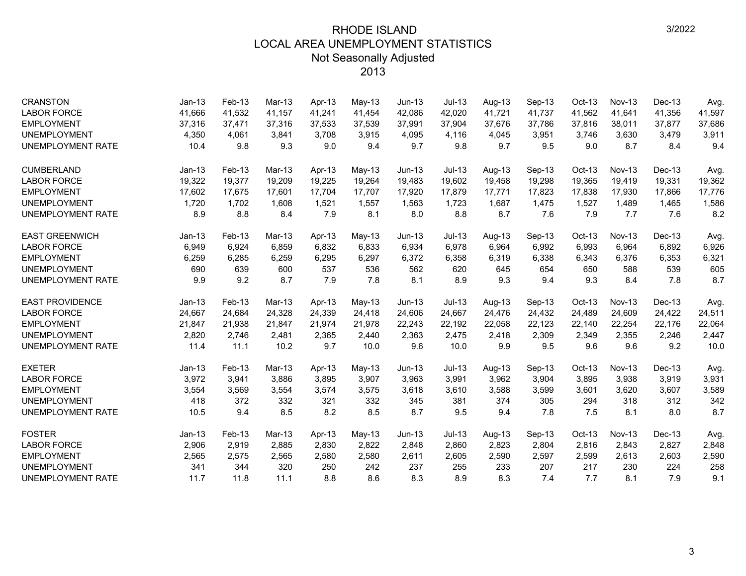# RHODE ISLAND
## LOCAL AREA UNEMPLOYMENT STATISTICS
### Not Seasonally Adjusted
### 2013

| CRANSTON | Jan-13 | Feb-13 | Mar-13 | Apr-13 | May-13 | Jun-13 | Jul-13 | Aug-13 | Sep-13 | Oct-13 | Nov-13 | Dec-13 | Avg. |
|---|---|---|---|---|---|---|---|---|---|---|---|---|---|
| LABOR FORCE | 41,666 | 41,532 | 41,157 | 41,241 | 41,454 | 42,086 | 42,020 | 41,721 | 41,737 | 41,562 | 41,641 | 41,356 | 41,597 |
| EMPLOYMENT | 37,316 | 37,471 | 37,316 | 37,533 | 37,539 | 37,991 | 37,904 | 37,676 | 37,786 | 37,816 | 38,011 | 37,877 | 37,686 |
| UNEMPLOYMENT | 4,350 | 4,061 | 3,841 | 3,708 | 3,915 | 4,095 | 4,116 | 4,045 | 3,951 | 3,746 | 3,630 | 3,479 | 3,911 |
| UNEMPLOYMENT RATE | 10.4 | 9.8 | 9.3 | 9.0 | 9.4 | 9.7 | 9.8 | 9.7 | 9.5 | 9.0 | 8.7 | 8.4 | 9.4 |

| CUMBERLAND | Jan-13 | Feb-13 | Mar-13 | Apr-13 | May-13 | Jun-13 | Jul-13 | Aug-13 | Sep-13 | Oct-13 | Nov-13 | Dec-13 | Avg. |
|---|---|---|---|---|---|---|---|---|---|---|---|---|---|
| LABOR FORCE | 19,322 | 19,377 | 19,209 | 19,225 | 19,264 | 19,483 | 19,602 | 19,458 | 19,298 | 19,365 | 19,419 | 19,331 | 19,362 |
| EMPLOYMENT | 17,602 | 17,675 | 17,601 | 17,704 | 17,707 | 17,920 | 17,879 | 17,771 | 17,823 | 17,838 | 17,930 | 17,866 | 17,776 |
| UNEMPLOYMENT | 1,720 | 1,702 | 1,608 | 1,521 | 1,557 | 1,563 | 1,723 | 1,687 | 1,475 | 1,527 | 1,489 | 1,465 | 1,586 |
| UNEMPLOYMENT RATE | 8.9 | 8.8 | 8.4 | 7.9 | 8.1 | 8.0 | 8.8 | 8.7 | 7.6 | 7.9 | 7.7 | 7.6 | 8.2 |

| EAST GREENWICH | Jan-13 | Feb-13 | Mar-13 | Apr-13 | May-13 | Jun-13 | Jul-13 | Aug-13 | Sep-13 | Oct-13 | Nov-13 | Dec-13 | Avg. |
|---|---|---|---|---|---|---|---|---|---|---|---|---|---|
| LABOR FORCE | 6,949 | 6,924 | 6,859 | 6,832 | 6,833 | 6,934 | 6,978 | 6,964 | 6,992 | 6,993 | 6,964 | 6,892 | 6,926 |
| EMPLOYMENT | 6,259 | 6,285 | 6,259 | 6,295 | 6,297 | 6,372 | 6,358 | 6,319 | 6,338 | 6,343 | 6,376 | 6,353 | 6,321 |
| UNEMPLOYMENT | 690 | 639 | 600 | 537 | 536 | 562 | 620 | 645 | 654 | 650 | 588 | 539 | 605 |
| UNEMPLOYMENT RATE | 9.9 | 9.2 | 8.7 | 7.9 | 7.8 | 8.1 | 8.9 | 9.3 | 9.4 | 9.3 | 8.4 | 7.8 | 8.7 |

| EAST PROVIDENCE | Jan-13 | Feb-13 | Mar-13 | Apr-13 | May-13 | Jun-13 | Jul-13 | Aug-13 | Sep-13 | Oct-13 | Nov-13 | Dec-13 | Avg. |
|---|---|---|---|---|---|---|---|---|---|---|---|---|---|
| LABOR FORCE | 24,667 | 24,684 | 24,328 | 24,339 | 24,418 | 24,606 | 24,667 | 24,476 | 24,432 | 24,489 | 24,609 | 24,422 | 24,511 |
| EMPLOYMENT | 21,847 | 21,938 | 21,847 | 21,974 | 21,978 | 22,243 | 22,192 | 22,058 | 22,123 | 22,140 | 22,254 | 22,176 | 22,064 |
| UNEMPLOYMENT | 2,820 | 2,746 | 2,481 | 2,365 | 2,440 | 2,363 | 2,475 | 2,418 | 2,309 | 2,349 | 2,355 | 2,246 | 2,447 |
| UNEMPLOYMENT RATE | 11.4 | 11.1 | 10.2 | 9.7 | 10.0 | 9.6 | 10.0 | 9.9 | 9.5 | 9.6 | 9.6 | 9.2 | 10.0 |

| EXETER | Jan-13 | Feb-13 | Mar-13 | Apr-13 | May-13 | Jun-13 | Jul-13 | Aug-13 | Sep-13 | Oct-13 | Nov-13 | Dec-13 | Avg. |
|---|---|---|---|---|---|---|---|---|---|---|---|---|---|
| LABOR FORCE | 3,972 | 3,941 | 3,886 | 3,895 | 3,907 | 3,963 | 3,991 | 3,962 | 3,904 | 3,895 | 3,938 | 3,919 | 3,931 |
| EMPLOYMENT | 3,554 | 3,569 | 3,554 | 3,574 | 3,575 | 3,618 | 3,610 | 3,588 | 3,599 | 3,601 | 3,620 | 3,607 | 3,589 |
| UNEMPLOYMENT | 418 | 372 | 332 | 321 | 332 | 345 | 381 | 374 | 305 | 294 | 318 | 312 | 342 |
| UNEMPLOYMENT RATE | 10.5 | 9.4 | 8.5 | 8.2 | 8.5 | 8.7 | 9.5 | 9.4 | 7.8 | 7.5 | 8.1 | 8.0 | 8.7 |

| FOSTER | Jan-13 | Feb-13 | Mar-13 | Apr-13 | May-13 | Jun-13 | Jul-13 | Aug-13 | Sep-13 | Oct-13 | Nov-13 | Dec-13 | Avg. |
|---|---|---|---|---|---|---|---|---|---|---|---|---|---|
| LABOR FORCE | 2,906 | 2,919 | 2,885 | 2,830 | 2,822 | 2,848 | 2,860 | 2,823 | 2,804 | 2,816 | 2,843 | 2,827 | 2,848 |
| EMPLOYMENT | 2,565 | 2,575 | 2,565 | 2,580 | 2,580 | 2,611 | 2,605 | 2,590 | 2,597 | 2,599 | 2,613 | 2,603 | 2,590 |
| UNEMPLOYMENT | 341 | 344 | 320 | 250 | 242 | 237 | 255 | 233 | 207 | 217 | 230 | 224 | 258 |
| UNEMPLOYMENT RATE | 11.7 | 11.8 | 11.1 | 8.8 | 8.6 | 8.3 | 8.9 | 8.3 | 7.4 | 7.7 | 8.1 | 7.9 | 9.1 |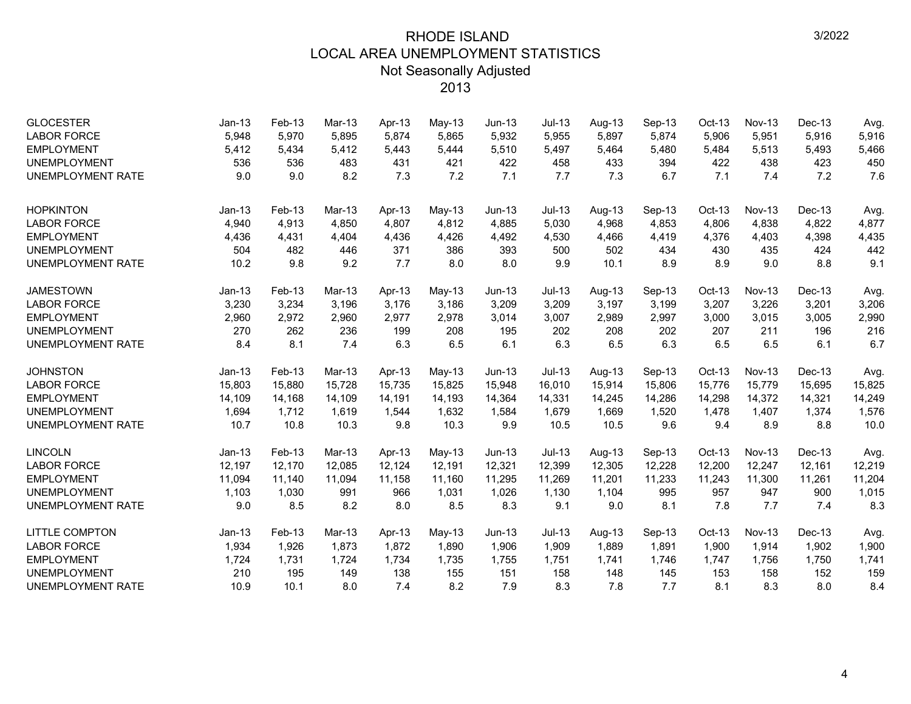# RHODE ISLAND
## LOCAL AREA UNEMPLOYMENT STATISTICS
### Not Seasonally Adjusted
### 2013

| GLOCESTER | Jan-13 | Feb-13 | Mar-13 | Apr-13 | May-13 | Jun-13 | Jul-13 | Aug-13 | Sep-13 | Oct-13 | Nov-13 | Dec-13 | Avg. |
|---|---|---|---|---|---|---|---|---|---|---|---|---|---|
| LABOR FORCE | 5,948 | 5,970 | 5,895 | 5,874 | 5,865 | 5,932 | 5,955 | 5,897 | 5,874 | 5,906 | 5,951 | 5,916 | 5,916 |
| EMPLOYMENT | 5,412 | 5,434 | 5,412 | 5,443 | 5,444 | 5,510 | 5,497 | 5,464 | 5,480 | 5,484 | 5,513 | 5,493 | 5,466 |
| UNEMPLOYMENT | 536 | 536 | 483 | 431 | 421 | 422 | 458 | 433 | 394 | 422 | 438 | 423 | 450 |
| UNEMPLOYMENT RATE | 9.0 | 9.0 | 8.2 | 7.3 | 7.2 | 7.1 | 7.7 | 7.3 | 6.7 | 7.1 | 7.4 | 7.2 | 7.6 |

| HOPKINTON | Jan-13 | Feb-13 | Mar-13 | Apr-13 | May-13 | Jun-13 | Jul-13 | Aug-13 | Sep-13 | Oct-13 | Nov-13 | Dec-13 | Avg. |
|---|---|---|---|---|---|---|---|---|---|---|---|---|---|
| LABOR FORCE | 4,940 | 4,913 | 4,850 | 4,807 | 4,812 | 4,885 | 5,030 | 4,968 | 4,853 | 4,806 | 4,838 | 4,822 | 4,877 |
| EMPLOYMENT | 4,436 | 4,431 | 4,404 | 4,436 | 4,426 | 4,492 | 4,530 | 4,466 | 4,419 | 4,376 | 4,403 | 4,398 | 4,435 |
| UNEMPLOYMENT | 504 | 482 | 446 | 371 | 386 | 393 | 500 | 502 | 434 | 430 | 435 | 424 | 442 |
| UNEMPLOYMENT RATE | 10.2 | 9.8 | 9.2 | 7.7 | 8.0 | 8.0 | 9.9 | 10.1 | 8.9 | 8.9 | 9.0 | 8.8 | 9.1 |

| JAMESTOWN | Jan-13 | Feb-13 | Mar-13 | Apr-13 | May-13 | Jun-13 | Jul-13 | Aug-13 | Sep-13 | Oct-13 | Nov-13 | Dec-13 | Avg. |
|---|---|---|---|---|---|---|---|---|---|---|---|---|---|
| LABOR FORCE | 3,230 | 3,234 | 3,196 | 3,176 | 3,186 | 3,209 | 3,209 | 3,197 | 3,199 | 3,207 | 3,226 | 3,201 | 3,206 |
| EMPLOYMENT | 2,960 | 2,972 | 2,960 | 2,977 | 2,978 | 3,014 | 3,007 | 2,989 | 2,997 | 3,000 | 3,015 | 3,005 | 2,990 |
| UNEMPLOYMENT | 270 | 262 | 236 | 199 | 208 | 195 | 202 | 208 | 202 | 207 | 211 | 196 | 216 |
| UNEMPLOYMENT RATE | 8.4 | 8.1 | 7.4 | 6.3 | 6.5 | 6.1 | 6.3 | 6.5 | 6.3 | 6.5 | 6.5 | 6.1 | 6.7 |

| JOHNSTON | Jan-13 | Feb-13 | Mar-13 | Apr-13 | May-13 | Jun-13 | Jul-13 | Aug-13 | Sep-13 | Oct-13 | Nov-13 | Dec-13 | Avg. |
|---|---|---|---|---|---|---|---|---|---|---|---|---|---|
| LABOR FORCE | 15,803 | 15,880 | 15,728 | 15,735 | 15,825 | 15,948 | 16,010 | 15,914 | 15,806 | 15,776 | 15,779 | 15,695 | 15,825 |
| EMPLOYMENT | 14,109 | 14,168 | 14,109 | 14,191 | 14,193 | 14,364 | 14,331 | 14,245 | 14,286 | 14,298 | 14,372 | 14,321 | 14,249 |
| UNEMPLOYMENT | 1,694 | 1,712 | 1,619 | 1,544 | 1,632 | 1,584 | 1,679 | 1,669 | 1,520 | 1,478 | 1,407 | 1,374 | 1,576 |
| UNEMPLOYMENT RATE | 10.7 | 10.8 | 10.3 | 9.8 | 10.3 | 9.9 | 10.5 | 10.5 | 9.6 | 9.4 | 8.9 | 8.8 | 10.0 |

| LINCOLN | Jan-13 | Feb-13 | Mar-13 | Apr-13 | May-13 | Jun-13 | Jul-13 | Aug-13 | Sep-13 | Oct-13 | Nov-13 | Dec-13 | Avg. |
|---|---|---|---|---|---|---|---|---|---|---|---|---|---|
| LABOR FORCE | 12,197 | 12,170 | 12,085 | 12,124 | 12,191 | 12,321 | 12,399 | 12,305 | 12,228 | 12,200 | 12,247 | 12,161 | 12,219 |
| EMPLOYMENT | 11,094 | 11,140 | 11,094 | 11,158 | 11,160 | 11,295 | 11,269 | 11,201 | 11,233 | 11,243 | 11,300 | 11,261 | 11,204 |
| UNEMPLOYMENT | 1,103 | 1,030 | 991 | 966 | 1,031 | 1,026 | 1,130 | 1,104 | 995 | 957 | 947 | 900 | 1,015 |
| UNEMPLOYMENT RATE | 9.0 | 8.5 | 8.2 | 8.0 | 8.5 | 8.3 | 9.1 | 9.0 | 8.1 | 7.8 | 7.7 | 7.4 | 8.3 |

| LITTLE COMPTON | Jan-13 | Feb-13 | Mar-13 | Apr-13 | May-13 | Jun-13 | Jul-13 | Aug-13 | Sep-13 | Oct-13 | Nov-13 | Dec-13 | Avg. |
|---|---|---|---|---|---|---|---|---|---|---|---|---|---|
| LABOR FORCE | 1,934 | 1,926 | 1,873 | 1,872 | 1,890 | 1,906 | 1,909 | 1,889 | 1,891 | 1,900 | 1,914 | 1,902 | 1,900 |
| EMPLOYMENT | 1,724 | 1,731 | 1,724 | 1,734 | 1,735 | 1,755 | 1,751 | 1,741 | 1,746 | 1,747 | 1,756 | 1,750 | 1,741 |
| UNEMPLOYMENT | 210 | 195 | 149 | 138 | 155 | 151 | 158 | 148 | 145 | 153 | 158 | 152 | 159 |
| UNEMPLOYMENT RATE | 10.9 | 10.1 | 8.0 | 7.4 | 8.2 | 7.9 | 8.3 | 7.8 | 7.7 | 8.1 | 8.3 | 8.0 | 8.4 |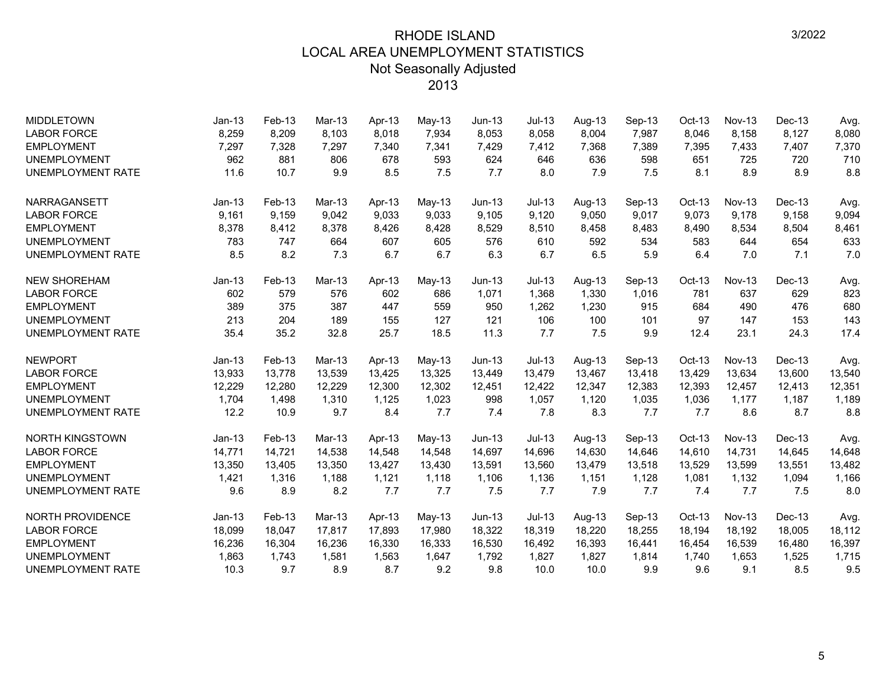# RHODE ISLAND
## LOCAL AREA UNEMPLOYMENT STATISTICS
### Not Seasonally Adjusted
### 2013

3/2022

| MIDDLETOWN | Jan-13 | Feb-13 | Mar-13 | Apr-13 | May-13 | Jun-13 | Jul-13 | Aug-13 | Sep-13 | Oct-13 | Nov-13 | Dec-13 | Avg. |
|---|---|---|---|---|---|---|---|---|---|---|---|---|---|
| LABOR FORCE | 8,259 | 8,209 | 8,103 | 8,018 | 7,934 | 8,053 | 8,058 | 8,004 | 7,987 | 8,046 | 8,158 | 8,127 | 8,080 |
| EMPLOYMENT | 7,297 | 7,328 | 7,297 | 7,340 | 7,341 | 7,429 | 7,412 | 7,368 | 7,389 | 7,395 | 7,433 | 7,407 | 7,370 |
| UNEMPLOYMENT | 962 | 881 | 806 | 678 | 593 | 624 | 646 | 636 | 598 | 651 | 725 | 720 | 710 |
| UNEMPLOYMENT RATE | 11.6 | 10.7 | 9.9 | 8.5 | 7.5 | 7.7 | 8.0 | 7.9 | 7.5 | 8.1 | 8.9 | 8.9 | 8.8 |

| NARRAGANSETT | Jan-13 | Feb-13 | Mar-13 | Apr-13 | May-13 | Jun-13 | Jul-13 | Aug-13 | Sep-13 | Oct-13 | Nov-13 | Dec-13 | Avg. |
|---|---|---|---|---|---|---|---|---|---|---|---|---|---|
| LABOR FORCE | 9,161 | 9,159 | 9,042 | 9,033 | 9,033 | 9,105 | 9,120 | 9,050 | 9,017 | 9,073 | 9,178 | 9,158 | 9,094 |
| EMPLOYMENT | 8,378 | 8,412 | 8,378 | 8,426 | 8,428 | 8,529 | 8,510 | 8,458 | 8,483 | 8,490 | 8,534 | 8,504 | 8,461 |
| UNEMPLOYMENT | 783 | 747 | 664 | 607 | 605 | 576 | 610 | 592 | 534 | 583 | 644 | 654 | 633 |
| UNEMPLOYMENT RATE | 8.5 | 8.2 | 7.3 | 6.7 | 6.7 | 6.3 | 6.7 | 6.5 | 5.9 | 6.4 | 7.0 | 7.1 | 7.0 |

| NEW SHOREHAM | Jan-13 | Feb-13 | Mar-13 | Apr-13 | May-13 | Jun-13 | Jul-13 | Aug-13 | Sep-13 | Oct-13 | Nov-13 | Dec-13 | Avg. |
|---|---|---|---|---|---|---|---|---|---|---|---|---|---|
| LABOR FORCE | 602 | 579 | 576 | 602 | 686 | 1,071 | 1,368 | 1,330 | 1,016 | 781 | 637 | 629 | 823 |
| EMPLOYMENT | 389 | 375 | 387 | 447 | 559 | 950 | 1,262 | 1,230 | 915 | 684 | 490 | 476 | 680 |
| UNEMPLOYMENT | 213 | 204 | 189 | 155 | 127 | 121 | 106 | 100 | 101 | 97 | 147 | 153 | 143 |
| UNEMPLOYMENT RATE | 35.4 | 35.2 | 32.8 | 25.7 | 18.5 | 11.3 | 7.7 | 7.5 | 9.9 | 12.4 | 23.1 | 24.3 | 17.4 |

| NEWPORT | Jan-13 | Feb-13 | Mar-13 | Apr-13 | May-13 | Jun-13 | Jul-13 | Aug-13 | Sep-13 | Oct-13 | Nov-13 | Dec-13 | Avg. |
|---|---|---|---|---|---|---|---|---|---|---|---|---|---|
| LABOR FORCE | 13,933 | 13,778 | 13,539 | 13,425 | 13,325 | 13,449 | 13,479 | 13,467 | 13,418 | 13,429 | 13,634 | 13,600 | 13,540 |
| EMPLOYMENT | 12,229 | 12,280 | 12,229 | 12,300 | 12,302 | 12,451 | 12,422 | 12,347 | 12,383 | 12,393 | 12,457 | 12,413 | 12,351 |
| UNEMPLOYMENT | 1,704 | 1,498 | 1,310 | 1,125 | 1,023 | 998 | 1,057 | 1,120 | 1,035 | 1,036 | 1,177 | 1,187 | 1,189 |
| UNEMPLOYMENT RATE | 12.2 | 10.9 | 9.7 | 8.4 | 7.7 | 7.4 | 7.8 | 8.3 | 7.7 | 7.7 | 8.6 | 8.7 | 8.8 |

| NORTH KINGSTOWN | Jan-13 | Feb-13 | Mar-13 | Apr-13 | May-13 | Jun-13 | Jul-13 | Aug-13 | Sep-13 | Oct-13 | Nov-13 | Dec-13 | Avg. |
|---|---|---|---|---|---|---|---|---|---|---|---|---|---|
| LABOR FORCE | 14,771 | 14,721 | 14,538 | 14,548 | 14,548 | 14,697 | 14,696 | 14,630 | 14,646 | 14,610 | 14,731 | 14,645 | 14,648 |
| EMPLOYMENT | 13,350 | 13,405 | 13,350 | 13,427 | 13,430 | 13,591 | 13,560 | 13,479 | 13,518 | 13,529 | 13,599 | 13,551 | 13,482 |
| UNEMPLOYMENT | 1,421 | 1,316 | 1,188 | 1,121 | 1,118 | 1,106 | 1,136 | 1,151 | 1,128 | 1,081 | 1,132 | 1,094 | 1,166 |
| UNEMPLOYMENT RATE | 9.6 | 8.9 | 8.2 | 7.7 | 7.7 | 7.5 | 7.7 | 7.9 | 7.7 | 7.4 | 7.7 | 7.5 | 8.0 |

| NORTH PROVIDENCE | Jan-13 | Feb-13 | Mar-13 | Apr-13 | May-13 | Jun-13 | Jul-13 | Aug-13 | Sep-13 | Oct-13 | Nov-13 | Dec-13 | Avg. |
|---|---|---|---|---|---|---|---|---|---|---|---|---|---|
| LABOR FORCE | 18,099 | 18,047 | 17,817 | 17,893 | 17,980 | 18,322 | 18,319 | 18,220 | 18,255 | 18,194 | 18,192 | 18,005 | 18,112 |
| EMPLOYMENT | 16,236 | 16,304 | 16,236 | 16,330 | 16,333 | 16,530 | 16,492 | 16,393 | 16,441 | 16,454 | 16,539 | 16,480 | 16,397 |
| UNEMPLOYMENT | 1,863 | 1,743 | 1,581 | 1,563 | 1,647 | 1,792 | 1,827 | 1,827 | 1,814 | 1,740 | 1,653 | 1,525 | 1,715 |
| UNEMPLOYMENT RATE | 10.3 | 9.7 | 8.9 | 8.7 | 9.2 | 9.8 | 10.0 | 10.0 | 9.9 | 9.6 | 9.1 | 8.5 | 9.5 |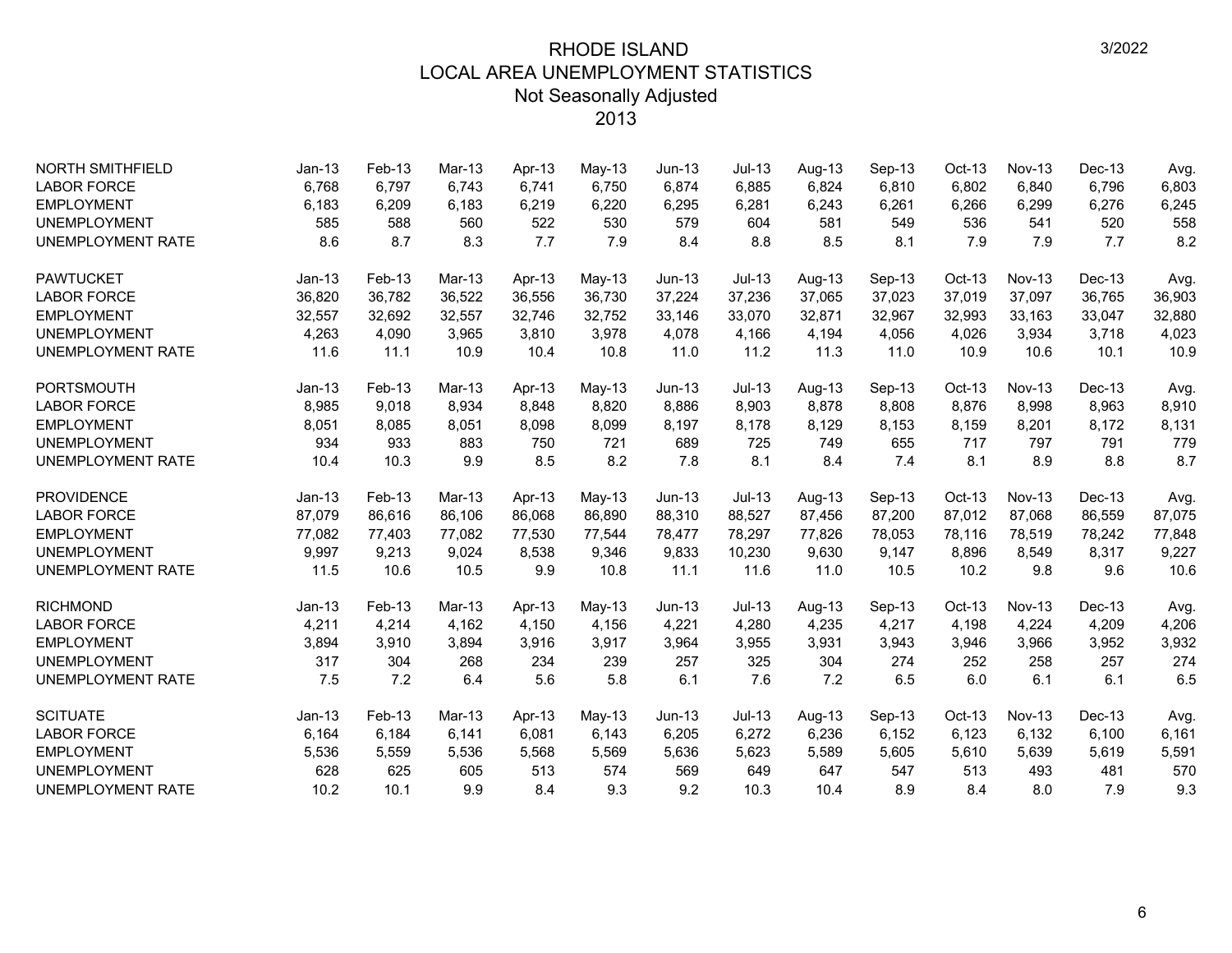# RHODE ISLAND
## LOCAL AREA UNEMPLOYMENT STATISTICS
### Not Seasonally Adjusted
### 2013

3/2022

| NORTH SMITHFIELD | Jan-13 | Feb-13 | Mar-13 | Apr-13 | May-13 | Jun-13 | Jul-13 | Aug-13 | Sep-13 | Oct-13 | Nov-13 | Dec-13 | Avg. |
|---|---|---|---|---|---|---|---|---|---|---|---|---|---|
| LABOR FORCE | 6,768 | 6,797 | 6,743 | 6,741 | 6,750 | 6,874 | 6,885 | 6,824 | 6,810 | 6,802 | 6,840 | 6,796 | 6,803 |
| EMPLOYMENT | 6,183 | 6,209 | 6,183 | 6,219 | 6,220 | 6,295 | 6,281 | 6,243 | 6,261 | 6,266 | 6,299 | 6,276 | 6,245 |
| UNEMPLOYMENT | 585 | 588 | 560 | 522 | 530 | 579 | 604 | 581 | 549 | 536 | 541 | 520 | 558 |
| UNEMPLOYMENT RATE | 8.6 | 8.7 | 8.3 | 7.7 | 7.9 | 8.4 | 8.8 | 8.5 | 8.1 | 7.9 | 7.9 | 7.7 | 8.2 |

| PAWTUCKET | Jan-13 | Feb-13 | Mar-13 | Apr-13 | May-13 | Jun-13 | Jul-13 | Aug-13 | Sep-13 | Oct-13 | Nov-13 | Dec-13 | Avg. |
|---|---|---|---|---|---|---|---|---|---|---|---|---|---|
| LABOR FORCE | 36,820 | 36,782 | 36,522 | 36,556 | 36,730 | 37,224 | 37,236 | 37,065 | 37,023 | 37,019 | 37,097 | 36,765 | 36,903 |
| EMPLOYMENT | 32,557 | 32,692 | 32,557 | 32,746 | 32,752 | 33,146 | 33,070 | 32,871 | 32,967 | 32,993 | 33,163 | 33,047 | 32,880 |
| UNEMPLOYMENT | 4,263 | 4,090 | 3,965 | 3,810 | 3,978 | 4,078 | 4,166 | 4,194 | 4,056 | 4,026 | 3,934 | 3,718 | 4,023 |
| UNEMPLOYMENT RATE | 11.6 | 11.1 | 10.9 | 10.4 | 10.8 | 11.0 | 11.2 | 11.3 | 11.0 | 10.9 | 10.6 | 10.1 | 10.9 |

| PORTSMOUTH | Jan-13 | Feb-13 | Mar-13 | Apr-13 | May-13 | Jun-13 | Jul-13 | Aug-13 | Sep-13 | Oct-13 | Nov-13 | Dec-13 | Avg. |
|---|---|---|---|---|---|---|---|---|---|---|---|---|---|
| LABOR FORCE | 8,985 | 9,018 | 8,934 | 8,848 | 8,820 | 8,886 | 8,903 | 8,878 | 8,808 | 8,876 | 8,998 | 8,963 | 8,910 |
| EMPLOYMENT | 8,051 | 8,085 | 8,051 | 8,098 | 8,099 | 8,197 | 8,178 | 8,129 | 8,153 | 8,159 | 8,201 | 8,172 | 8,131 |
| UNEMPLOYMENT | 934 | 933 | 883 | 750 | 721 | 689 | 725 | 749 | 655 | 717 | 797 | 791 | 779 |
| UNEMPLOYMENT RATE | 10.4 | 10.3 | 9.9 | 8.5 | 8.2 | 7.8 | 8.1 | 8.4 | 7.4 | 8.1 | 8.9 | 8.8 | 8.7 |

| PROVIDENCE | Jan-13 | Feb-13 | Mar-13 | Apr-13 | May-13 | Jun-13 | Jul-13 | Aug-13 | Sep-13 | Oct-13 | Nov-13 | Dec-13 | Avg. |
|---|---|---|---|---|---|---|---|---|---|---|---|---|---|
| LABOR FORCE | 87,079 | 86,616 | 86,106 | 86,068 | 86,890 | 88,310 | 88,527 | 87,456 | 87,200 | 87,012 | 87,068 | 86,559 | 87,075 |
| EMPLOYMENT | 77,082 | 77,403 | 77,082 | 77,530 | 77,544 | 78,477 | 78,297 | 77,826 | 78,053 | 78,116 | 78,519 | 78,242 | 77,848 |
| UNEMPLOYMENT | 9,997 | 9,213 | 9,024 | 8,538 | 9,346 | 9,833 | 10,230 | 9,630 | 9,147 | 8,896 | 8,549 | 8,317 | 9,227 |
| UNEMPLOYMENT RATE | 11.5 | 10.6 | 10.5 | 9.9 | 10.8 | 11.1 | 11.6 | 11.0 | 10.5 | 10.2 | 9.8 | 9.6 | 10.6 |

| RICHMOND | Jan-13 | Feb-13 | Mar-13 | Apr-13 | May-13 | Jun-13 | Jul-13 | Aug-13 | Sep-13 | Oct-13 | Nov-13 | Dec-13 | Avg. |
|---|---|---|---|---|---|---|---|---|---|---|---|---|---|
| LABOR FORCE | 4,211 | 4,214 | 4,162 | 4,150 | 4,156 | 4,221 | 4,280 | 4,235 | 4,217 | 4,198 | 4,224 | 4,209 | 4,206 |
| EMPLOYMENT | 3,894 | 3,910 | 3,894 | 3,916 | 3,917 | 3,964 | 3,955 | 3,931 | 3,943 | 3,946 | 3,966 | 3,952 | 3,932 |
| UNEMPLOYMENT | 317 | 304 | 268 | 234 | 239 | 257 | 325 | 304 | 274 | 252 | 258 | 257 | 274 |
| UNEMPLOYMENT RATE | 7.5 | 7.2 | 6.4 | 5.6 | 5.8 | 6.1 | 7.6 | 7.2 | 6.5 | 6.0 | 6.1 | 6.1 | 6.5 |

| SCITUATE | Jan-13 | Feb-13 | Mar-13 | Apr-13 | May-13 | Jun-13 | Jul-13 | Aug-13 | Sep-13 | Oct-13 | Nov-13 | Dec-13 | Avg. |
|---|---|---|---|---|---|---|---|---|---|---|---|---|---|
| LABOR FORCE | 6,164 | 6,184 | 6,141 | 6,081 | 6,143 | 6,205 | 6,272 | 6,236 | 6,152 | 6,123 | 6,132 | 6,100 | 6,161 |
| EMPLOYMENT | 5,536 | 5,559 | 5,536 | 5,568 | 5,569 | 5,636 | 5,623 | 5,589 | 5,605 | 5,610 | 5,639 | 5,619 | 5,591 |
| UNEMPLOYMENT | 628 | 625 | 605 | 513 | 574 | 569 | 649 | 647 | 547 | 513 | 493 | 481 | 570 |
| UNEMPLOYMENT RATE | 10.2 | 10.1 | 9.9 | 8.4 | 9.3 | 9.2 | 10.3 | 10.4 | 8.9 | 8.4 | 8.0 | 7.9 | 9.3 |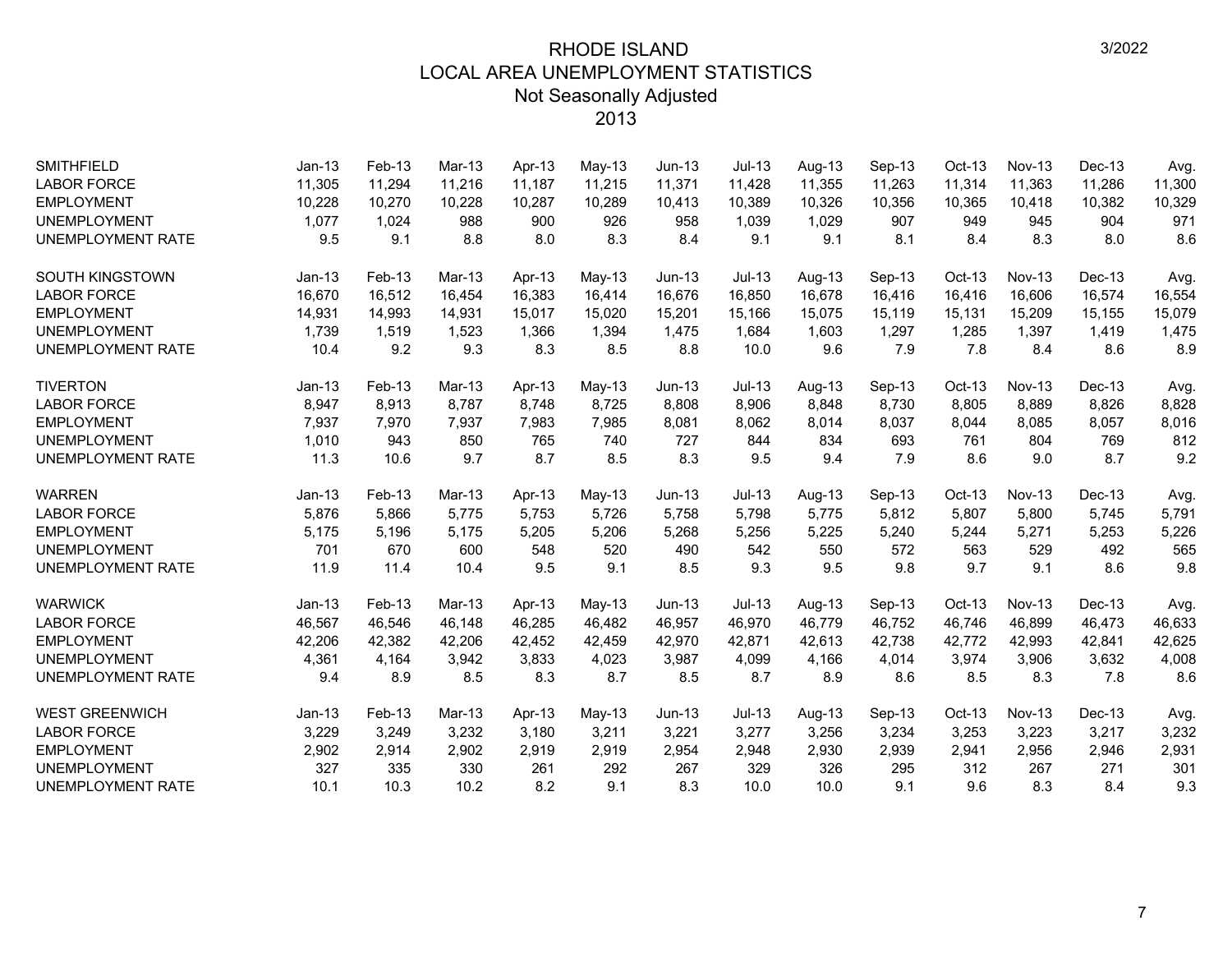# RHODE ISLAND
## LOCAL AREA UNEMPLOYMENT STATISTICS
### Not Seasonally Adjusted
### 2013

3/2022

| SMITHFIELD | Jan-13 | Feb-13 | Mar-13 | Apr-13 | May-13 | Jun-13 | Jul-13 | Aug-13 | Sep-13 | Oct-13 | Nov-13 | Dec-13 | Avg. |
|---|---|---|---|---|---|---|---|---|---|---|---|---|---|
| LABOR FORCE | 11,305 | 11,294 | 11,216 | 11,187 | 11,215 | 11,371 | 11,428 | 11,355 | 11,263 | 11,314 | 11,363 | 11,286 | 11,300 |
| EMPLOYMENT | 10,228 | 10,270 | 10,228 | 10,287 | 10,289 | 10,413 | 10,389 | 10,326 | 10,356 | 10,365 | 10,418 | 10,382 | 10,329 |
| UNEMPLOYMENT | 1,077 | 1,024 | 988 | 900 | 926 | 958 | 1,039 | 1,029 | 907 | 949 | 945 | 904 | 971 |
| UNEMPLOYMENT RATE | 9.5 | 9.1 | 8.8 | 8.0 | 8.3 | 8.4 | 9.1 | 9.1 | 8.1 | 8.4 | 8.3 | 8.0 | 8.6 |

| SOUTH KINGSTOWN | Jan-13 | Feb-13 | Mar-13 | Apr-13 | May-13 | Jun-13 | Jul-13 | Aug-13 | Sep-13 | Oct-13 | Nov-13 | Dec-13 | Avg. |
|---|---|---|---|---|---|---|---|---|---|---|---|---|---|
| LABOR FORCE | 16,670 | 16,512 | 16,454 | 16,383 | 16,414 | 16,676 | 16,850 | 16,678 | 16,416 | 16,416 | 16,606 | 16,574 | 16,554 |
| EMPLOYMENT | 14,931 | 14,993 | 14,931 | 15,017 | 15,020 | 15,201 | 15,166 | 15,075 | 15,119 | 15,131 | 15,209 | 15,155 | 15,079 |
| UNEMPLOYMENT | 1,739 | 1,519 | 1,523 | 1,366 | 1,394 | 1,475 | 1,684 | 1,603 | 1,297 | 1,285 | 1,397 | 1,419 | 1,475 |
| UNEMPLOYMENT RATE | 10.4 | 9.2 | 9.3 | 8.3 | 8.5 | 8.8 | 10.0 | 9.6 | 7.9 | 7.8 | 8.4 | 8.6 | 8.9 |

| TIVERTON | Jan-13 | Feb-13 | Mar-13 | Apr-13 | May-13 | Jun-13 | Jul-13 | Aug-13 | Sep-13 | Oct-13 | Nov-13 | Dec-13 | Avg. |
|---|---|---|---|---|---|---|---|---|---|---|---|---|---|
| LABOR FORCE | 8,947 | 8,913 | 8,787 | 8,748 | 8,725 | 8,808 | 8,906 | 8,848 | 8,730 | 8,805 | 8,889 | 8,826 | 8,828 |
| EMPLOYMENT | 7,937 | 7,970 | 7,937 | 7,983 | 7,985 | 8,081 | 8,062 | 8,014 | 8,037 | 8,044 | 8,085 | 8,057 | 8,016 |
| UNEMPLOYMENT | 1,010 | 943 | 850 | 765 | 740 | 727 | 844 | 834 | 693 | 761 | 804 | 769 | 812 |
| UNEMPLOYMENT RATE | 11.3 | 10.6 | 9.7 | 8.7 | 8.5 | 8.3 | 9.5 | 9.4 | 7.9 | 8.6 | 9.0 | 8.7 | 9.2 |

| WARREN | Jan-13 | Feb-13 | Mar-13 | Apr-13 | May-13 | Jun-13 | Jul-13 | Aug-13 | Sep-13 | Oct-13 | Nov-13 | Dec-13 | Avg. |
|---|---|---|---|---|---|---|---|---|---|---|---|---|---|
| LABOR FORCE | 5,876 | 5,866 | 5,775 | 5,753 | 5,726 | 5,758 | 5,798 | 5,775 | 5,812 | 5,807 | 5,800 | 5,745 | 5,791 |
| EMPLOYMENT | 5,175 | 5,196 | 5,175 | 5,205 | 5,206 | 5,268 | 5,256 | 5,225 | 5,240 | 5,244 | 5,271 | 5,253 | 5,226 |
| UNEMPLOYMENT | 701 | 670 | 600 | 548 | 520 | 490 | 542 | 550 | 572 | 563 | 529 | 492 | 565 |
| UNEMPLOYMENT RATE | 11.9 | 11.4 | 10.4 | 9.5 | 9.1 | 8.5 | 9.3 | 9.5 | 9.8 | 9.7 | 9.1 | 8.6 | 9.8 |

| WARWICK | Jan-13 | Feb-13 | Mar-13 | Apr-13 | May-13 | Jun-13 | Jul-13 | Aug-13 | Sep-13 | Oct-13 | Nov-13 | Dec-13 | Avg. |
|---|---|---|---|---|---|---|---|---|---|---|---|---|---|
| LABOR FORCE | 46,567 | 46,546 | 46,148 | 46,285 | 46,482 | 46,957 | 46,970 | 46,779 | 46,752 | 46,746 | 46,899 | 46,473 | 46,633 |
| EMPLOYMENT | 42,206 | 42,382 | 42,206 | 42,452 | 42,459 | 42,970 | 42,871 | 42,613 | 42,738 | 42,772 | 42,993 | 42,841 | 42,625 |
| UNEMPLOYMENT | 4,361 | 4,164 | 3,942 | 3,833 | 4,023 | 3,987 | 4,099 | 4,166 | 4,014 | 3,974 | 3,906 | 3,632 | 4,008 |
| UNEMPLOYMENT RATE | 9.4 | 8.9 | 8.5 | 8.3 | 8.7 | 8.5 | 8.7 | 8.9 | 8.6 | 8.5 | 8.3 | 7.8 | 8.6 |

| WEST GREENWICH | Jan-13 | Feb-13 | Mar-13 | Apr-13 | May-13 | Jun-13 | Jul-13 | Aug-13 | Sep-13 | Oct-13 | Nov-13 | Dec-13 | Avg. |
|---|---|---|---|---|---|---|---|---|---|---|---|---|---|
| LABOR FORCE | 3,229 | 3,249 | 3,232 | 3,180 | 3,211 | 3,221 | 3,277 | 3,256 | 3,234 | 3,253 | 3,223 | 3,217 | 3,232 |
| EMPLOYMENT | 2,902 | 2,914 | 2,902 | 2,919 | 2,919 | 2,954 | 2,948 | 2,930 | 2,939 | 2,941 | 2,956 | 2,946 | 2,931 |
| UNEMPLOYMENT | 327 | 335 | 330 | 261 | 292 | 267 | 329 | 326 | 295 | 312 | 267 | 271 | 301 |
| UNEMPLOYMENT RATE | 10.1 | 10.3 | 10.2 | 8.2 | 9.1 | 8.3 | 10.0 | 10.0 | 9.1 | 9.6 | 8.3 | 8.4 | 9.3 |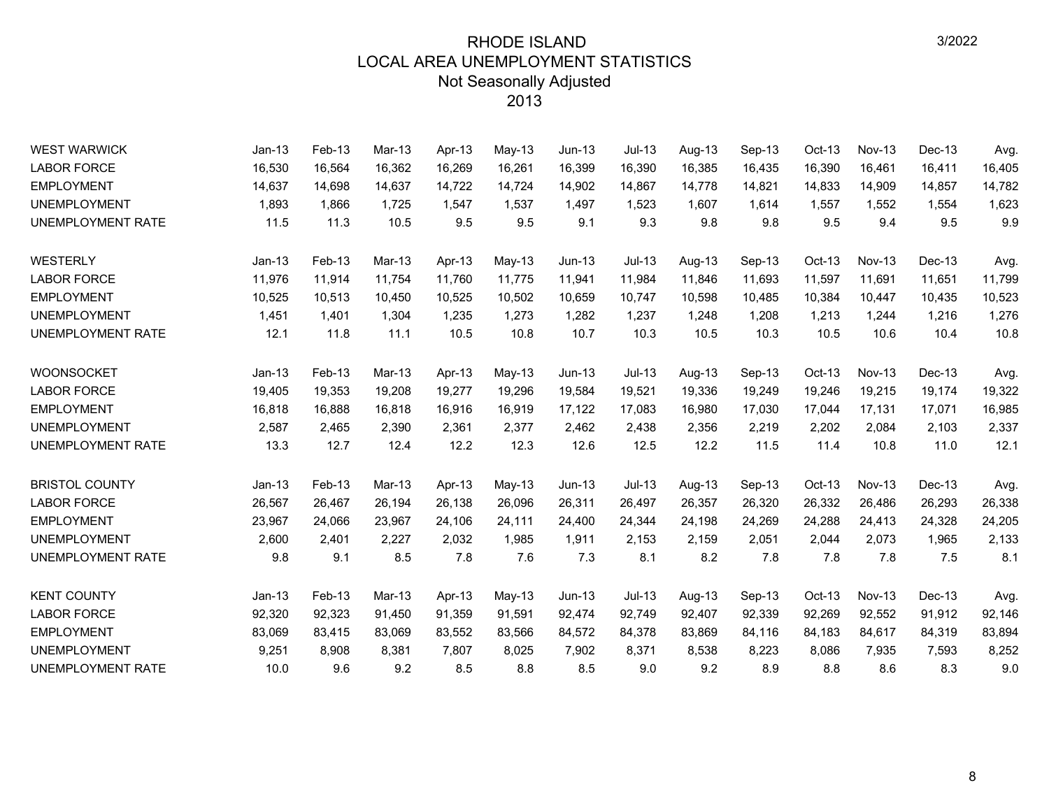# RHODE ISLAND
## LOCAL AREA UNEMPLOYMENT STATISTICS
### Not Seasonally Adjusted
### 2013

| WEST WARWICK | Jan-13 | Feb-13 | Mar-13 | Apr-13 | May-13 | Jun-13 | Jul-13 | Aug-13 | Sep-13 | Oct-13 | Nov-13 | Dec-13 | Avg. |
|---|---|---|---|---|---|---|---|---|---|---|---|---|---|
| LABOR FORCE | 16,530 | 16,564 | 16,362 | 16,269 | 16,261 | 16,399 | 16,390 | 16,385 | 16,435 | 16,390 | 16,461 | 16,411 | 16,405 |
| EMPLOYMENT | 14,637 | 14,698 | 14,637 | 14,722 | 14,724 | 14,902 | 14,867 | 14,778 | 14,821 | 14,833 | 14,909 | 14,857 | 14,782 |
| UNEMPLOYMENT | 1,893 | 1,866 | 1,725 | 1,547 | 1,537 | 1,497 | 1,523 | 1,607 | 1,614 | 1,557 | 1,552 | 1,554 | 1,623 |
| UNEMPLOYMENT RATE | 11.5 | 11.3 | 10.5 | 9.5 | 9.5 | 9.1 | 9.3 | 9.8 | 9.8 | 9.5 | 9.4 | 9.5 | 9.9 |

| WESTERLY | Jan-13 | Feb-13 | Mar-13 | Apr-13 | May-13 | Jun-13 | Jul-13 | Aug-13 | Sep-13 | Oct-13 | Nov-13 | Dec-13 | Avg. |
|---|---|---|---|---|---|---|---|---|---|---|---|---|---|
| LABOR FORCE | 11,976 | 11,914 | 11,754 | 11,760 | 11,775 | 11,941 | 11,984 | 11,846 | 11,693 | 11,597 | 11,691 | 11,651 | 11,799 |
| EMPLOYMENT | 10,525 | 10,513 | 10,450 | 10,525 | 10,502 | 10,659 | 10,747 | 10,598 | 10,485 | 10,384 | 10,447 | 10,435 | 10,523 |
| UNEMPLOYMENT | 1,451 | 1,401 | 1,304 | 1,235 | 1,273 | 1,282 | 1,237 | 1,248 | 1,208 | 1,213 | 1,244 | 1,216 | 1,276 |
| UNEMPLOYMENT RATE | 12.1 | 11.8 | 11.1 | 10.5 | 10.8 | 10.7 | 10.3 | 10.5 | 10.3 | 10.5 | 10.6 | 10.4 | 10.8 |

| WOONSOCKET | Jan-13 | Feb-13 | Mar-13 | Apr-13 | May-13 | Jun-13 | Jul-13 | Aug-13 | Sep-13 | Oct-13 | Nov-13 | Dec-13 | Avg. |
|---|---|---|---|---|---|---|---|---|---|---|---|---|---|
| LABOR FORCE | 19,405 | 19,353 | 19,208 | 19,277 | 19,296 | 19,584 | 19,521 | 19,336 | 19,249 | 19,246 | 19,215 | 19,174 | 19,322 |
| EMPLOYMENT | 16,818 | 16,888 | 16,818 | 16,916 | 16,919 | 17,122 | 17,083 | 16,980 | 17,030 | 17,044 | 17,131 | 17,071 | 16,985 |
| UNEMPLOYMENT | 2,587 | 2,465 | 2,390 | 2,361 | 2,377 | 2,462 | 2,438 | 2,356 | 2,219 | 2,202 | 2,084 | 2,103 | 2,337 |
| UNEMPLOYMENT RATE | 13.3 | 12.7 | 12.4 | 12.2 | 12.3 | 12.6 | 12.5 | 12.2 | 11.5 | 11.4 | 10.8 | 11.0 | 12.1 |

| BRISTOL COUNTY | Jan-13 | Feb-13 | Mar-13 | Apr-13 | May-13 | Jun-13 | Jul-13 | Aug-13 | Sep-13 | Oct-13 | Nov-13 | Dec-13 | Avg. |
|---|---|---|---|---|---|---|---|---|---|---|---|---|---|
| LABOR FORCE | 26,567 | 26,467 | 26,194 | 26,138 | 26,096 | 26,311 | 26,497 | 26,357 | 26,320 | 26,332 | 26,486 | 26,293 | 26,338 |
| EMPLOYMENT | 23,967 | 24,066 | 23,967 | 24,106 | 24,111 | 24,400 | 24,344 | 24,198 | 24,269 | 24,288 | 24,413 | 24,328 | 24,205 |
| UNEMPLOYMENT | 2,600 | 2,401 | 2,227 | 2,032 | 1,985 | 1,911 | 2,153 | 2,159 | 2,051 | 2,044 | 2,073 | 1,965 | 2,133 |
| UNEMPLOYMENT RATE | 9.8 | 9.1 | 8.5 | 7.8 | 7.6 | 7.3 | 8.1 | 8.2 | 7.8 | 7.8 | 7.8 | 7.5 | 8.1 |

| KENT COUNTY | Jan-13 | Feb-13 | Mar-13 | Apr-13 | May-13 | Jun-13 | Jul-13 | Aug-13 | Sep-13 | Oct-13 | Nov-13 | Dec-13 | Avg. |
|---|---|---|---|---|---|---|---|---|---|---|---|---|---|
| LABOR FORCE | 92,320 | 92,323 | 91,450 | 91,359 | 91,591 | 92,474 | 92,749 | 92,407 | 92,339 | 92,269 | 92,552 | 91,912 | 92,146 |
| EMPLOYMENT | 83,069 | 83,415 | 83,069 | 83,552 | 83,566 | 84,572 | 84,378 | 83,869 | 84,116 | 84,183 | 84,617 | 84,319 | 83,894 |
| UNEMPLOYMENT | 9,251 | 8,908 | 8,381 | 7,807 | 8,025 | 7,902 | 8,371 | 8,538 | 8,223 | 8,086 | 7,935 | 7,593 | 8,252 |
| UNEMPLOYMENT RATE | 10.0 | 9.6 | 9.2 | 8.5 | 8.8 | 8.5 | 9.0 | 9.2 | 8.9 | 8.8 | 8.6 | 8.3 | 9.0 |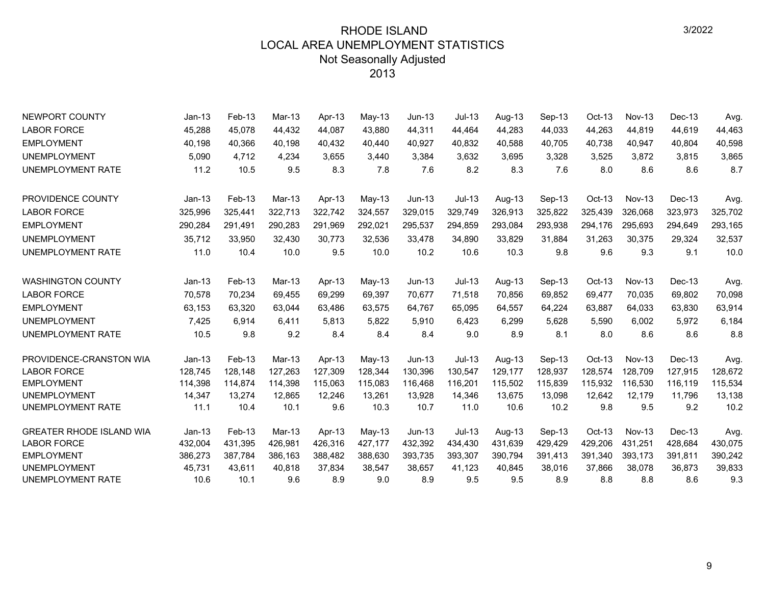# RHODE ISLAND
## LOCAL AREA UNEMPLOYMENT STATISTICS
### Not Seasonally Adjusted
### 2013

3/2022

| NEWPORT COUNTY | Jan-13 | Feb-13 | Mar-13 | Apr-13 | May-13 | Jun-13 | Jul-13 | Aug-13 | Sep-13 | Oct-13 | Nov-13 | Dec-13 | Avg. |
|---|---|---|---|---|---|---|---|---|---|---|---|---|---|
| LABOR FORCE | 45,288 | 45,078 | 44,432 | 44,087 | 43,880 | 44,311 | 44,464 | 44,283 | 44,033 | 44,263 | 44,819 | 44,619 | 44,463 |
| EMPLOYMENT | 40,198 | 40,366 | 40,198 | 40,432 | 40,440 | 40,927 | 40,832 | 40,588 | 40,705 | 40,738 | 40,947 | 40,804 | 40,598 |
| UNEMPLOYMENT | 5,090 | 4,712 | 4,234 | 3,655 | 3,440 | 3,384 | 3,632 | 3,695 | 3,328 | 3,525 | 3,872 | 3,815 | 3,865 |
| UNEMPLOYMENT RATE | 11.2 | 10.5 | 9.5 | 8.3 | 7.8 | 7.6 | 8.2 | 8.3 | 7.6 | 8.0 | 8.6 | 8.6 | 8.7 |

| PROVIDENCE COUNTY | Jan-13 | Feb-13 | Mar-13 | Apr-13 | May-13 | Jun-13 | Jul-13 | Aug-13 | Sep-13 | Oct-13 | Nov-13 | Dec-13 | Avg. |
|---|---|---|---|---|---|---|---|---|---|---|---|---|---|
| LABOR FORCE | 325,996 | 325,441 | 322,713 | 322,742 | 324,557 | 329,015 | 329,749 | 326,913 | 325,822 | 325,439 | 326,068 | 323,973 | 325,702 |
| EMPLOYMENT | 290,284 | 291,491 | 290,283 | 291,969 | 292,021 | 295,537 | 294,859 | 293,084 | 293,938 | 294,176 | 295,693 | 294,649 | 293,165 |
| UNEMPLOYMENT | 35,712 | 33,950 | 32,430 | 30,773 | 32,536 | 33,478 | 34,890 | 33,829 | 31,884 | 31,263 | 30,375 | 29,324 | 32,537 |
| UNEMPLOYMENT RATE | 11.0 | 10.4 | 10.0 | 9.5 | 10.0 | 10.2 | 10.6 | 10.3 | 9.8 | 9.6 | 9.3 | 9.1 | 10.0 |

| WASHINGTON COUNTY | Jan-13 | Feb-13 | Mar-13 | Apr-13 | May-13 | Jun-13 | Jul-13 | Aug-13 | Sep-13 | Oct-13 | Nov-13 | Dec-13 | Avg. |
|---|---|---|---|---|---|---|---|---|---|---|---|---|---|
| LABOR FORCE | 70,578 | 70,234 | 69,455 | 69,299 | 69,397 | 70,677 | 71,518 | 70,856 | 69,852 | 69,477 | 70,035 | 69,802 | 70,098 |
| EMPLOYMENT | 63,153 | 63,320 | 63,044 | 63,486 | 63,575 | 64,767 | 65,095 | 64,557 | 64,224 | 63,887 | 64,033 | 63,830 | 63,914 |
| UNEMPLOYMENT | 7,425 | 6,914 | 6,411 | 5,813 | 5,822 | 5,910 | 6,423 | 6,299 | 5,628 | 5,590 | 6,002 | 5,972 | 6,184 |
| UNEMPLOYMENT RATE | 10.5 | 9.8 | 9.2 | 8.4 | 8.4 | 8.4 | 9.0 | 8.9 | 8.1 | 8.0 | 8.6 | 8.6 | 8.8 |

| PROVIDENCE-CRANSTON WIA | Jan-13 | Feb-13 | Mar-13 | Apr-13 | May-13 | Jun-13 | Jul-13 | Aug-13 | Sep-13 | Oct-13 | Nov-13 | Dec-13 | Avg. |
|---|---|---|---|---|---|---|---|---|---|---|---|---|---|
| LABOR FORCE | 128,745 | 128,148 | 127,263 | 127,309 | 128,344 | 130,396 | 130,547 | 129,177 | 128,937 | 128,574 | 128,709 | 127,915 | 128,672 |
| EMPLOYMENT | 114,398 | 114,874 | 114,398 | 115,063 | 115,083 | 116,468 | 116,201 | 115,502 | 115,839 | 115,932 | 116,530 | 116,119 | 115,534 |
| UNEMPLOYMENT | 14,347 | 13,274 | 12,865 | 12,246 | 13,261 | 13,928 | 14,346 | 13,675 | 13,098 | 12,642 | 12,179 | 11,796 | 13,138 |
| UNEMPLOYMENT RATE | 11.1 | 10.4 | 10.1 | 9.6 | 10.3 | 10.7 | 11.0 | 10.6 | 10.2 | 9.8 | 9.5 | 9.2 | 10.2 |

| GREATER RHODE ISLAND WIA | Jan-13 | Feb-13 | Mar-13 | Apr-13 | May-13 | Jun-13 | Jul-13 | Aug-13 | Sep-13 | Oct-13 | Nov-13 | Dec-13 | Avg. |
|---|---|---|---|---|---|---|---|---|---|---|---|---|---|
| LABOR FORCE | 432,004 | 431,395 | 426,981 | 426,316 | 427,177 | 432,392 | 434,430 | 431,639 | 429,429 | 429,206 | 431,251 | 428,684 | 430,075 |
| EMPLOYMENT | 386,273 | 387,784 | 386,163 | 388,482 | 388,630 | 393,735 | 393,307 | 390,794 | 391,413 | 391,340 | 393,173 | 391,811 | 390,242 |
| UNEMPLOYMENT | 45,731 | 43,611 | 40,818 | 37,834 | 38,547 | 38,657 | 41,123 | 40,845 | 38,016 | 37,866 | 38,078 | 36,873 | 39,833 |
| UNEMPLOYMENT RATE | 10.6 | 10.1 | 9.6 | 8.9 | 9.0 | 8.9 | 9.5 | 9.5 | 8.9 | 8.8 | 8.8 | 8.6 | 9.3 |